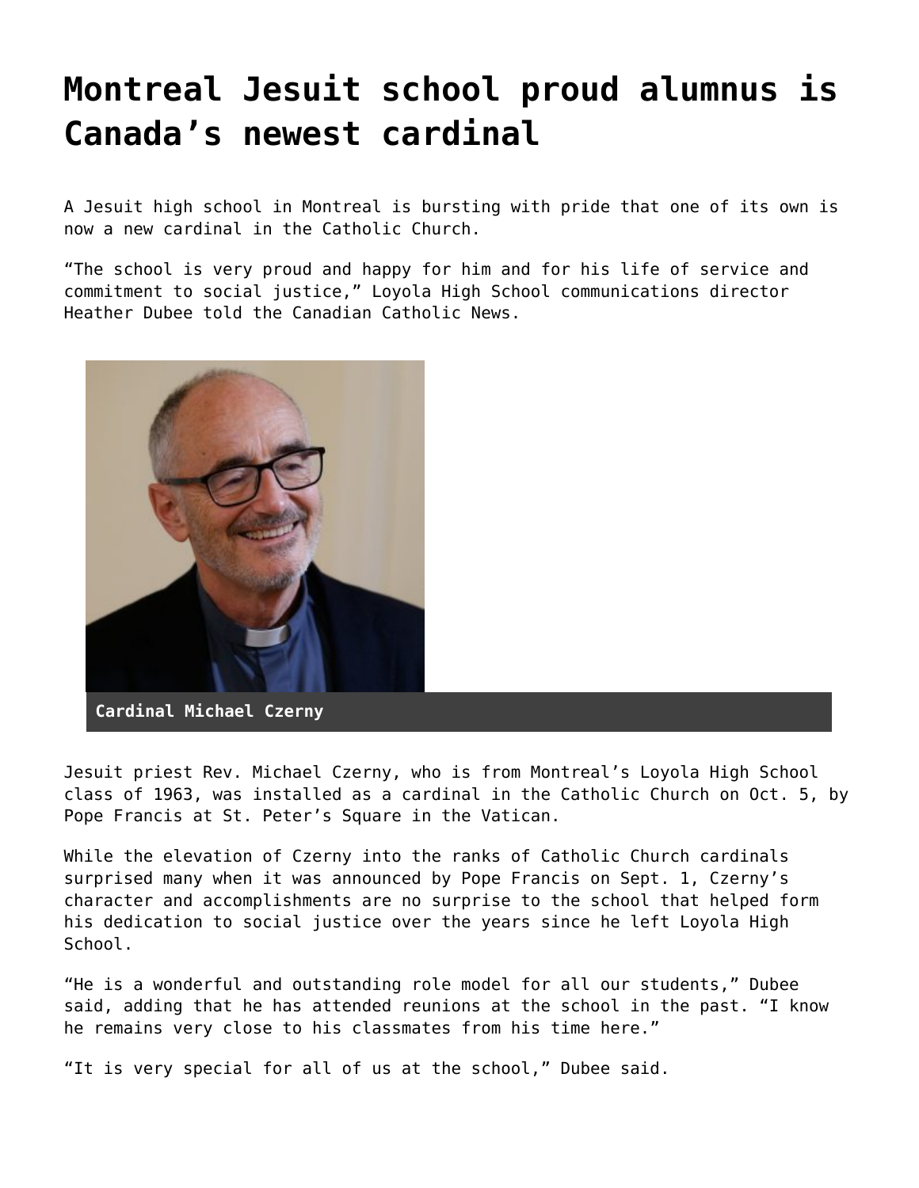# Montreal Jesuit school proud alumnus is Canada's newest cardinal

A Jesuit high school in Montreal is bursting with pride that one of its own is now a new cardinal in the Catholic Church.

"The school is very proud and happy for him and for his life of service and commitment to social justice," Loyola High School communications director Heather Dubee told the Canadian Catholic News.

Cardinal Michael Czerny

Jesuit priest Rev. Michael Czerny, who is from Montreal's Loyola High School class of 1963, was installed as a cardinal in the Catholic Church on Oct. 5, by Pope Francis at St. Peter's Square in the Vatican.

While the elevation of Czerny into the ranks of Catholic Church cardinals surprised many when it was announced by Pope Francis on Sept. 1, Czerny's character and accomplishments are no surprise to the school that helped form his dedication to social justice over the years since he left Loyola High School.

"He is a wonderful and outstanding role model for all our students," Dubee said, adding that he has attended reunions at the school in the past. "I know he remains very close to his classmates from his time here."

"It is very special for all of us at the school," Dubee said.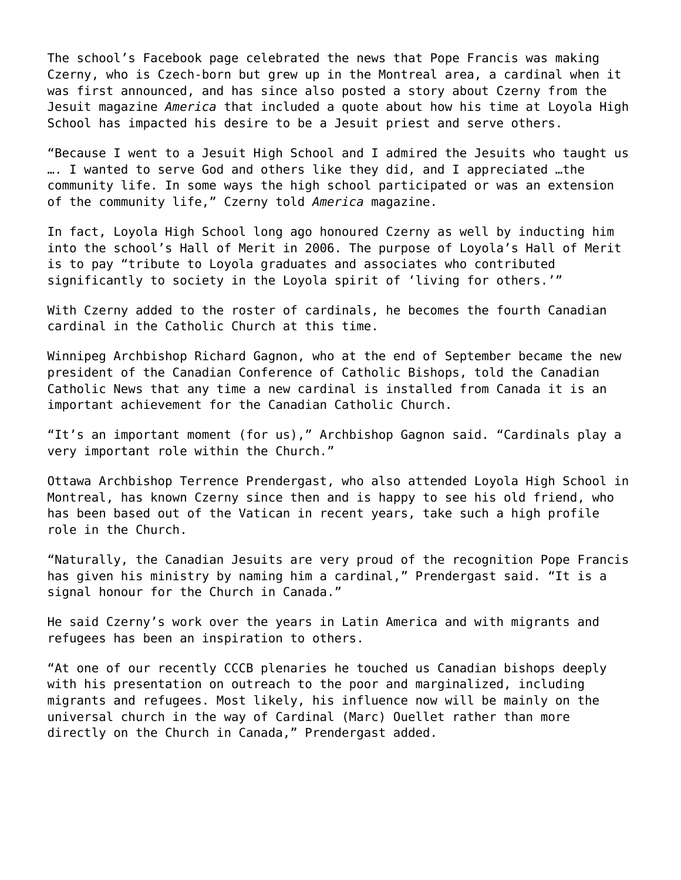The school's Facebook page celebrated the news that Pope Francis was making Czerny, who is Czech-born but grew up in the Montreal area, a cardinal when it was first announced, and has since also posted a story about Czerny from the Jesuit magazine *America* that included a quote about how his time at Loyola High School has impacted his desire to be a Jesuit priest and serve others.

"Because I went to a Jesuit High School and I admired the Jesuits who taught us …. I wanted to serve God and others like they did, and I appreciated …the community life. In some ways the high school participated or was an extension of the community life," Czerny told *America* magazine.

In fact, Loyola High School long ago honoured Czerny as well by inducting him into the school's Hall of Merit in 2006. The purpose of Loyola's Hall of Merit is to pay "tribute to Loyola graduates and associates who contributed significantly to society in the Loyola spirit of 'living for others.'"

With Czerny added to the roster of cardinals, he becomes the fourth Canadian cardinal in the Catholic Church at this time.

Winnipeg Archbishop Richard Gagnon, who at the end of September became the new president of the Canadian Conference of Catholic Bishops, told the Canadian Catholic News that any time a new cardinal is installed from Canada it is an important achievement for the Canadian Catholic Church.

"It's an important moment (for us)," Archbishop Gagnon said. "Cardinals play a very important role within the Church."

Ottawa Archbishop Terrence Prendergast, who also attended Loyola High School in Montreal, has known Czerny since then and is happy to see his old friend, who has been based out of the Vatican in recent years, take such a high profile role in the Church.

"Naturally, the Canadian Jesuits are very proud of the recognition Pope Francis has given his ministry by naming him a cardinal," Prendergast said. "It is a signal honour for the Church in Canada."

He said Czerny's work over the years in Latin America and with migrants and refugees has been an inspiration to others.

"At one of our recently CCCB plenaries he touched us Canadian bishops deeply with his presentation on outreach to the poor and marginalized, including migrants and refugees. Most likely, his influence now will be mainly on the universal church in the way of Cardinal (Marc) Ouellet rather than more directly on the Church in Canada," Prendergast added.